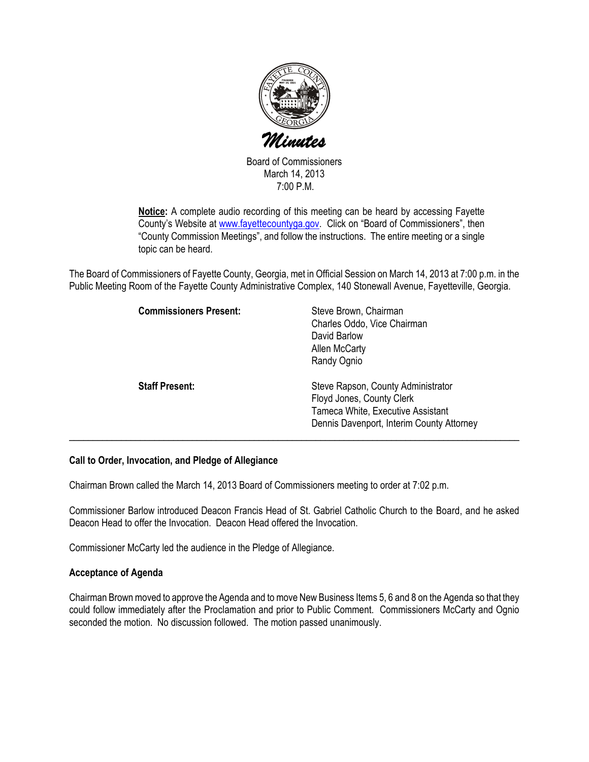# Minutes

Board of Commissioners
March 14, 2013
7:00 P.M.

**Notice:** A complete audio recording of this meeting can be heard by accessing Fayette County's Website at www.fayettecountyga.gov. Click on "Board of Commissioners", then "County Commission Meetings", and follow the instructions. The entire meeting or a single topic can be heard.

The Board of Commissioners of Fayette County, Georgia, met in Official Session on March 14, 2013 at 7:00 p.m. in the Public Meeting Room of the Fayette County Administrative Complex, 140 Stonewall Avenue, Fayetteville, Georgia.

| | |
|---|---|
| **Commissioners Present:** | Steve Brown, Chairman<br>Charles Oddo, Vice Chairman<br>David Barlow<br>Allen McCarty<br>Randy Ognio |
| **Staff Present:** | Steve Rapson, County Administrator<br>Floyd Jones, County Clerk<br>Tameca White, Executive Assistant<br>Dennis Davenport, Interim County Attorney |

---

### Call to Order, Invocation, and Pledge of Allegiance

Chairman Brown called the March 14, 2013 Board of Commissioners meeting to order at 7:02 p.m.

Commissioner Barlow introduced Deacon Francis Head of St. Gabriel Catholic Church to the Board, and he asked Deacon Head to offer the Invocation. Deacon Head offered the Invocation.

Commissioner McCarty led the audience in the Pledge of Allegiance.

### Acceptance of Agenda

Chairman Brown moved to approve the Agenda and to move New Business Items 5, 6 and 8 on the Agenda so that they could follow immediately after the Proclamation and prior to Public Comment. Commissioners McCarty and Ognio seconded the motion. No discussion followed. The motion passed unanimously.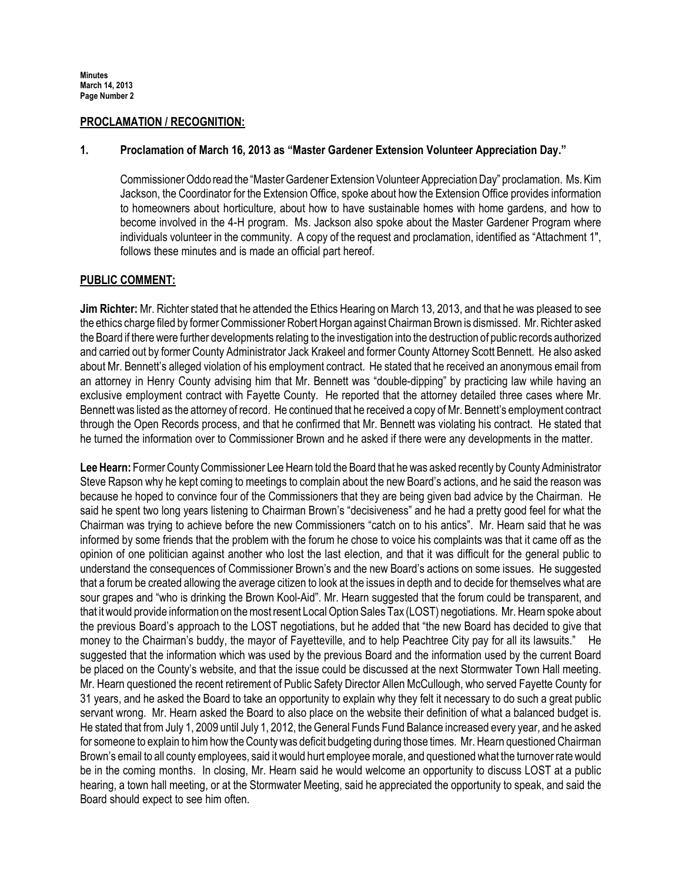## PROCLAMATION / RECOGNITION:

### 1. Proclamation of March 16, 2013 as "Master Gardener Extension Volunteer Appreciation Day."

Commissioner Oddo read the "Master Gardener Extension Volunteer Appreciation Day" proclamation. Ms. Kim Jackson, the Coordinator for the Extension Office, spoke about how the Extension Office provides information to homeowners about horticulture, about how to have sustainable homes with home gardens, and how to become involved in the 4-H program. Ms. Jackson also spoke about the Master Gardener Program where individuals volunteer in the community. A copy of the request and proclamation, identified as "Attachment 1", follows these minutes and is made an official part hereof.

## PUBLIC COMMENT:

**Jim Richter:** Mr. Richter stated that he attended the Ethics Hearing on March 13, 2013, and that he was pleased to see the ethics charge filed by former Commissioner Robert Horgan against Chairman Brown is dismissed. Mr. Richter asked the Board if there were further developments relating to the investigation into the destruction of public records authorized and carried out by former County Administrator Jack Krakeel and former County Attorney Scott Bennett. He also asked about Mr. Bennett's alleged violation of his employment contract. He stated that he received an anonymous email from an attorney in Henry County advising him that Mr. Bennett was "double-dipping" by practicing law while having an exclusive employment contract with Fayette County. He reported that the attorney detailed three cases where Mr. Bennett was listed as the attorney of record. He continued that he received a copy of Mr. Bennett's employment contract through the Open Records process, and that he confirmed that Mr. Bennett was violating his contract. He stated that he turned the information over to Commissioner Brown and he asked if there were any developments in the matter.

**Lee Hearn:** Former County Commissioner Lee Hearn told the Board that he was asked recently by County Administrator Steve Rapson why he kept coming to meetings to complain about the new Board's actions, and he said the reason was because he hoped to convince four of the Commissioners that they are being given bad advice by the Chairman. He said he spent two long years listening to Chairman Brown's "decisiveness" and he had a pretty good feel for what the Chairman was trying to achieve before the new Commissioners "catch on to his antics". Mr. Hearn said that he was informed by some friends that the problem with the forum he chose to voice his complaints was that it came off as the opinion of one politician against another who lost the last election, and that it was difficult for the general public to understand the consequences of Commissioner Brown's and the new Board's actions on some issues. He suggested that a forum be created allowing the average citizen to look at the issues in depth and to decide for themselves what are sour grapes and "who is drinking the Brown Kool-Aid". Mr. Hearn suggested that the forum could be transparent, and that it would provide information on the most resent Local Option Sales Tax (LOST) negotiations. Mr. Hearn spoke about the previous Board's approach to the LOST negotiations, but he added that "the new Board has decided to give that money to the Chairman's buddy, the mayor of Fayetteville, and to help Peachtree City pay for all its lawsuits." He suggested that the information which was used by the previous Board and the information used by the current Board be placed on the County's website, and that the issue could be discussed at the next Stormwater Town Hall meeting. Mr. Hearn questioned the recent retirement of Public Safety Director Allen McCullough, who served Fayette County for 31 years, and he asked the Board to take an opportunity to explain why they felt it necessary to do such a great public servant wrong. Mr. Hearn asked the Board to also place on the website their definition of what a balanced budget is. He stated that from July 1, 2009 until July 1, 2012, the General Funds Fund Balance increased every year, and he asked for someone to explain to him how the County was deficit budgeting during those times. Mr. Hearn questioned Chairman Brown's email to all county employees, said it would hurt employee morale, and questioned what the turnover rate would be in the coming months. In closing, Mr. Hearn said he would welcome an opportunity to discuss LOST at a public hearing, a town hall meeting, or at the Stormwater Meeting, said he appreciated the opportunity to speak, and said the Board should expect to see him often.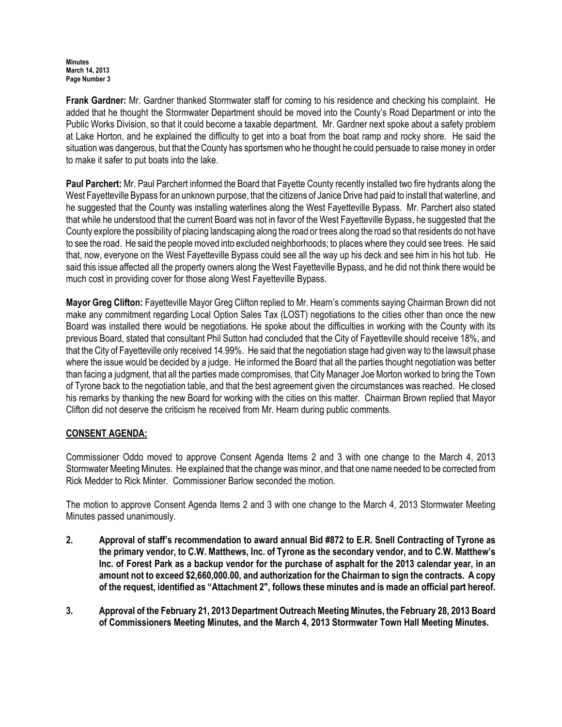**Frank Gardner:** Mr. Gardner thanked Stormwater staff for coming to his residence and checking his complaint. He added that he thought the Stormwater Department should be moved into the County's Road Department or into the Public Works Division, so that it could become a taxable department. Mr. Gardner next spoke about a safety problem at Lake Horton, and he explained the difficulty to get into a boat from the boat ramp and rocky shore. He said the situation was dangerous, but that the County has sportsmen who he thought he could persuade to raise money in order to make it safer to put boats into the lake.

**Paul Parchert:** Mr. Paul Parchert informed the Board that Fayette County recently installed two fire hydrants along the West Fayetteville Bypass for an unknown purpose, that the citizens of Janice Drive had paid to install that waterline, and he suggested that the County was installing waterlines along the West Fayetteville Bypass. Mr. Parchert also stated that while he understood that the current Board was not in favor of the West Fayetteville Bypass, he suggested that the County explore the possibility of placing landscaping along the road or trees along the road so that residents do not have to see the road. He said the people moved into excluded neighborhoods; to places where they could see trees. He said that, now, everyone on the West Fayetteville Bypass could see all the way up his deck and see him in his hot tub. He said this issue affected all the property owners along the West Fayetteville Bypass, and he did not think there would be much cost in providing cover for those along West Fayetteville Bypass.

**Mayor Greg Clifton:** Fayetteville Mayor Greg Clifton replied to Mr. Hearn's comments saying Chairman Brown did not make any commitment regarding Local Option Sales Tax (LOST) negotiations to the cities other than once the new Board was installed there would be negotiations. He spoke about the difficulties in working with the County with its previous Board, stated that consultant Phil Sutton had concluded that the City of Fayetteville should receive 18%, and that the City of Fayetteville only received 14.99%. He said that the negotiation stage had given way to the lawsuit phase where the issue would be decided by a judge. He informed the Board that all the parties thought negotiation was better than facing a judgment, that all the parties made compromises, that City Manager Joe Morton worked to bring the Town of Tyrone back to the negotiation table, and that the best agreement given the circumstances was reached. He closed his remarks by thanking the new Board for working with the cities on this matter. Chairman Brown replied that Mayor Clifton did not deserve the criticism he received from Mr. Hearn during public comments.

## CONSENT AGENDA:

Commissioner Oddo moved to approve Consent Agenda Items 2 and 3 with one change to the March 4, 2013 Stormwater Meeting Minutes. He explained that the change was minor, and that one name needed to be corrected from Rick Medder to Rick Minter. Commissioner Barlow seconded the motion.

The motion to approve Consent Agenda Items 2 and 3 with one change to the March 4, 2013 Stormwater Meeting Minutes passed unanimously.

2. **Approval of staff's recommendation to award annual Bid #872 to E.R. Snell Contracting of Tyrone as the primary vendor, to C.W. Matthews, Inc. of Tyrone as the secondary vendor, and to C.W. Matthew's Inc. of Forest Park as a backup vendor for the purchase of asphalt for the 2013 calendar year, in an amount not to exceed $2,660,000.00, and authorization for the Chairman to sign the contracts. A copy of the request, identified as "Attachment 2", follows these minutes and is made an official part hereof.**

3. **Approval of the February 21, 2013 Department Outreach Meeting Minutes, the February 28, 2013 Board of Commissioners Meeting Minutes, and the March 4, 2013 Stormwater Town Hall Meeting Minutes.**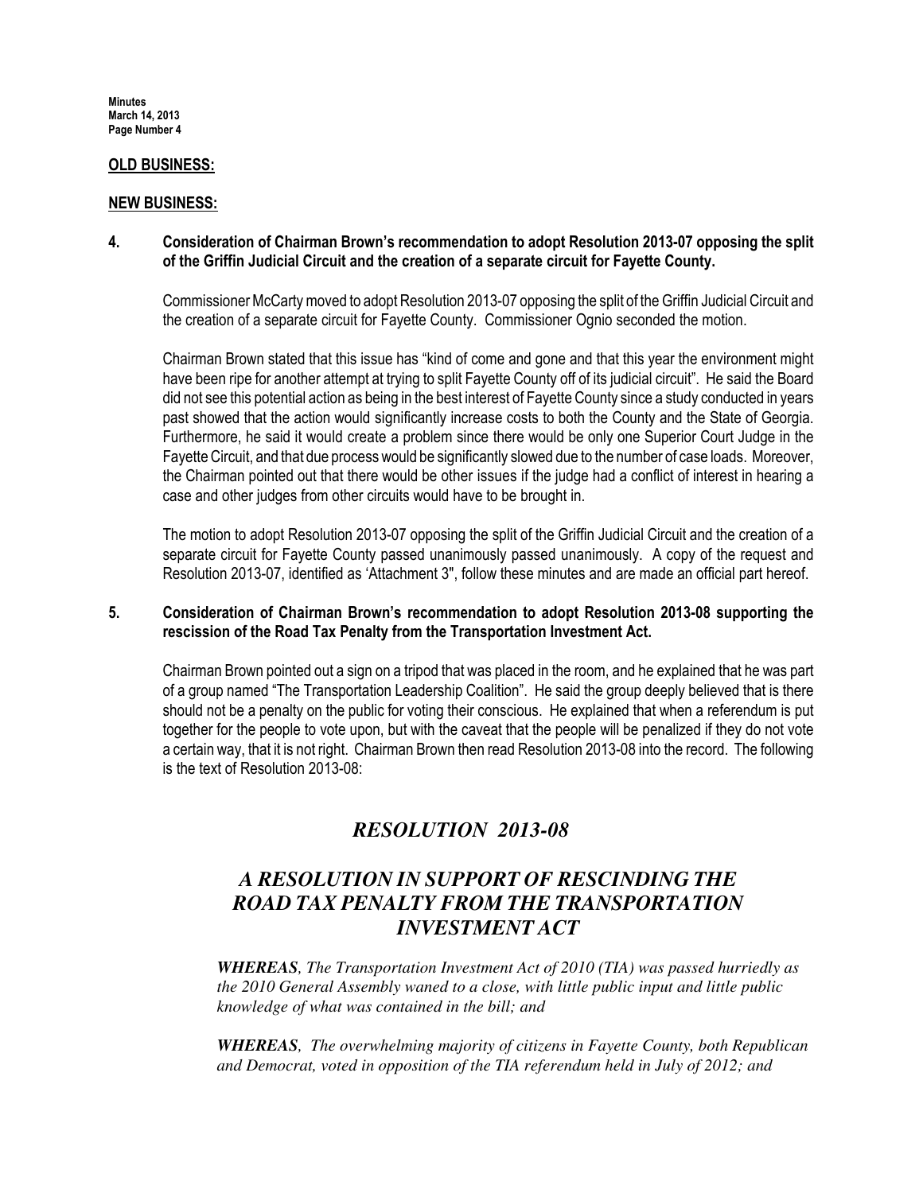**OLD BUSINESS:**

**NEW BUSINESS:**

**4. Consideration of Chairman Brown's recommendation to adopt Resolution 2013-07 opposing the split of the Griffin Judicial Circuit and the creation of a separate circuit for Fayette County.**

Commissioner McCarty moved to adopt Resolution 2013-07 opposing the split of the Griffin Judicial Circuit and the creation of a separate circuit for Fayette County. Commissioner Ognio seconded the motion.

Chairman Brown stated that this issue has "kind of come and gone and that this year the environment might have been ripe for another attempt at trying to split Fayette County off of its judicial circuit". He said the Board did not see this potential action as being in the best interest of Fayette County since a study conducted in years past showed that the action would significantly increase costs to both the County and the State of Georgia. Furthermore, he said it would create a problem since there would be only one Superior Court Judge in the Fayette Circuit, and that due process would be significantly slowed due to the number of case loads. Moreover, the Chairman pointed out that there would be other issues if the judge had a conflict of interest in hearing a case and other judges from other circuits would have to be brought in.

The motion to adopt Resolution 2013-07 opposing the split of the Griffin Judicial Circuit and the creation of a separate circuit for Fayette County passed unanimously passed unanimously. A copy of the request and Resolution 2013-07, identified as 'Attachment 3", follow these minutes and are made an official part hereof.

**5. Consideration of Chairman Brown's recommendation to adopt Resolution 2013-08 supporting the rescission of the Road Tax Penalty from the Transportation Investment Act.**

Chairman Brown pointed out a sign on a tripod that was placed in the room, and he explained that he was part of a group named "The Transportation Leadership Coalition". He said the group deeply believed that is there should not be a penalty on the public for voting their conscious. He explained that when a referendum is put together for the people to vote upon, but with the caveat that the people will be penalized if they do not vote a certain way, that it is not right. Chairman Brown then read Resolution 2013-08 into the record. The following is the text of Resolution 2013-08:

## *RESOLUTION 2013-08*

## *A RESOLUTION IN SUPPORT OF RESCINDING THE ROAD TAX PENALTY FROM THE TRANSPORTATION INVESTMENT ACT*

***WHEREAS**, The Transportation Investment Act of 2010 (TIA) was passed hurriedly as the 2010 General Assembly waned to a close, with little public input and little public knowledge of what was contained in the bill; and*

***WHEREAS**, The overwhelming majority of citizens in Fayette County, both Republican and Democrat, voted in opposition of the TIA referendum held in July of 2012; and*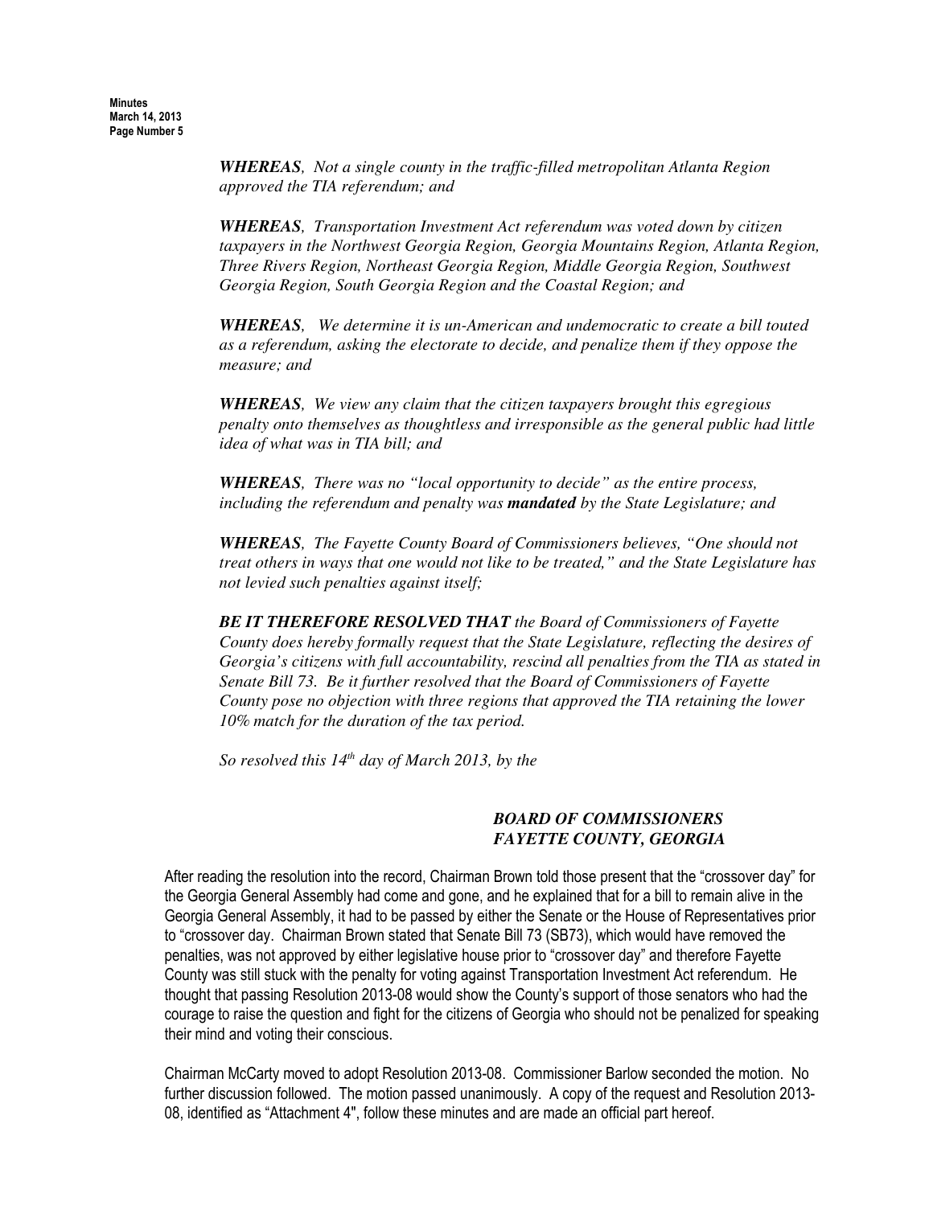***WHEREAS**, Not a single county in the traffic-filled metropolitan Atlanta Region approved the TIA referendum; and*

***WHEREAS**, Transportation Investment Act referendum was voted down by citizen taxpayers in the Northwest Georgia Region, Georgia Mountains Region, Atlanta Region, Three Rivers Region, Northeast Georgia Region, Middle Georgia Region, Southwest Georgia Region, South Georgia Region and the Coastal Region; and*

***WHEREAS**, We determine it is un-American and undemocratic to create a bill touted as a referendum, asking the electorate to decide, and penalize them if they oppose the measure; and*

***WHEREAS**, We view any claim that the citizen taxpayers brought this egregious penalty onto themselves as thoughtless and irresponsible as the general public had little idea of what was in TIA bill; and*

***WHEREAS**, There was no "local opportunity to decide" as the entire process, including the referendum and penalty was **mandated** by the State Legislature; and*

***WHEREAS**, The Fayette County Board of Commissioners believes, "One should not treat others in ways that one would not like to be treated," and the State Legislature has not levied such penalties against itself;*

***BE IT THEREFORE RESOLVED THAT** the Board of Commissioners of Fayette County does hereby formally request that the State Legislature, reflecting the desires of Georgia's citizens with full accountability, rescind all penalties from the TIA as stated in Senate Bill 73. Be it further resolved that the Board of Commissioners of Fayette County pose no objection with three regions that approved the TIA retaining the lower 10% match for the duration of the tax period.*

*So resolved this 14th day of March 2013, by the*

***BOARD OF COMMISSIONERS***
***FAYETTE COUNTY, GEORGIA***

After reading the resolution into the record, Chairman Brown told those present that the "crossover day" for the Georgia General Assembly had come and gone, and he explained that for a bill to remain alive in the Georgia General Assembly, it had to be passed by either the Senate or the House of Representatives prior to "crossover day. Chairman Brown stated that Senate Bill 73 (SB73), which would have removed the penalties, was not approved by either legislative house prior to "crossover day" and therefore Fayette County was still stuck with the penalty for voting against Transportation Investment Act referendum. He thought that passing Resolution 2013-08 would show the County's support of those senators who had the courage to raise the question and fight for the citizens of Georgia who should not be penalized for speaking their mind and voting their conscious.

Chairman McCarty moved to adopt Resolution 2013-08. Commissioner Barlow seconded the motion. No further discussion followed. The motion passed unanimously. A copy of the request and Resolution 2013-08, identified as "Attachment 4", follow these minutes and are made an official part hereof.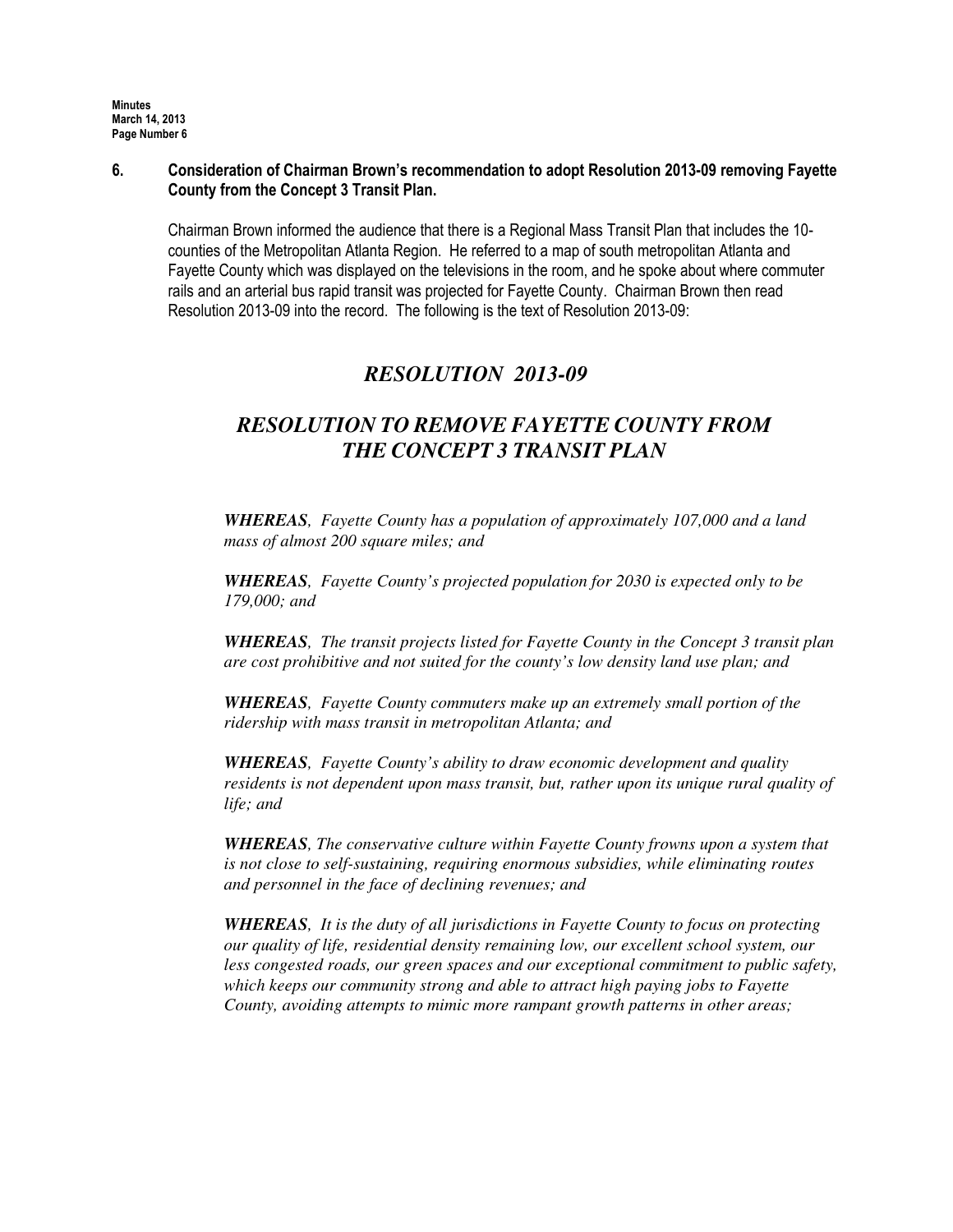**6. Consideration of Chairman Brown's recommendation to adopt Resolution 2013-09 removing Fayette County from the Concept 3 Transit Plan.**

Chairman Brown informed the audience that there is a Regional Mass Transit Plan that includes the 10-counties of the Metropolitan Atlanta Region. He referred to a map of south metropolitan Atlanta and Fayette County which was displayed on the televisions in the room, and he spoke about where commuter rails and an arterial bus rapid transit was projected for Fayette County. Chairman Brown then read Resolution 2013-09 into the record. The following is the text of Resolution 2013-09:

## *RESOLUTION 2013-09*

## *RESOLUTION TO REMOVE FAYETTE COUNTY FROM THE CONCEPT 3 TRANSIT PLAN*

***WHEREAS**, Fayette County has a population of approximately 107,000 and a land mass of almost 200 square miles; and*

***WHEREAS**, Fayette County's projected population for 2030 is expected only to be 179,000; and*

***WHEREAS**, The transit projects listed for Fayette County in the Concept 3 transit plan are cost prohibitive and not suited for the county's low density land use plan; and*

***WHEREAS**, Fayette County commuters make up an extremely small portion of the ridership with mass transit in metropolitan Atlanta; and*

***WHEREAS**, Fayette County's ability to draw economic development and quality residents is not dependent upon mass transit, but, rather upon its unique rural quality of life; and*

***WHEREAS**, The conservative culture within Fayette County frowns upon a system that is not close to self-sustaining, requiring enormous subsidies, while eliminating routes and personnel in the face of declining revenues; and*

***WHEREAS**, It is the duty of all jurisdictions in Fayette County to focus on protecting our quality of life, residential density remaining low, our excellent school system, our less congested roads, our green spaces and our exceptional commitment to public safety, which keeps our community strong and able to attract high paying jobs to Fayette County, avoiding attempts to mimic more rampant growth patterns in other areas;*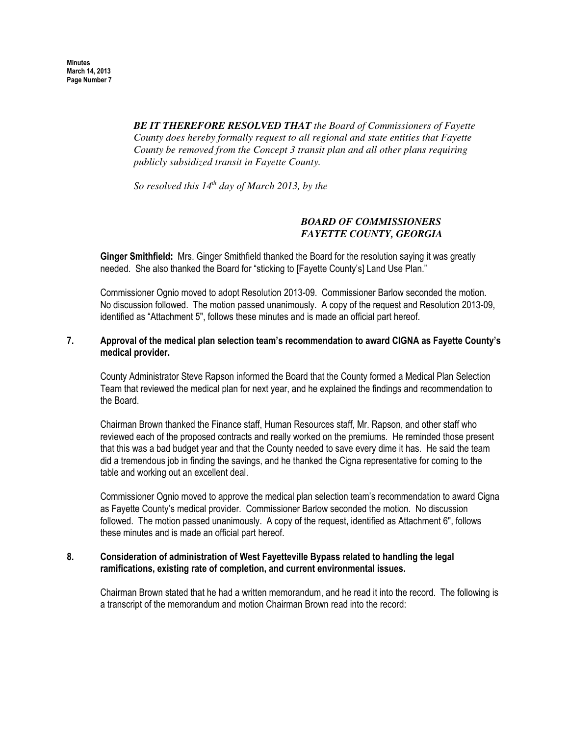***BE IT THEREFORE RESOLVED THAT** the Board of Commissioners of Fayette County does hereby formally request to all regional and state entities that Fayette County be removed from the Concept 3 transit plan and all other plans requiring publicly subsidized transit in Fayette County.*

*So resolved this 14th day of March 2013, by the*

***BOARD OF COMMISSIONERS***
***FAYETTE COUNTY, GEORGIA***

**Ginger Smithfield:** Mrs. Ginger Smithfield thanked the Board for the resolution saying it was greatly needed. She also thanked the Board for "sticking to [Fayette County's] Land Use Plan."

Commissioner Ognio moved to adopt Resolution 2013-09. Commissioner Barlow seconded the motion. No discussion followed. The motion passed unanimously. A copy of the request and Resolution 2013-09, identified as "Attachment 5", follows these minutes and is made an official part hereof.

**7. Approval of the medical plan selection team's recommendation to award CIGNA as Fayette County's medical provider.**

County Administrator Steve Rapson informed the Board that the County formed a Medical Plan Selection Team that reviewed the medical plan for next year, and he explained the findings and recommendation to the Board.

Chairman Brown thanked the Finance staff, Human Resources staff, Mr. Rapson, and other staff who reviewed each of the proposed contracts and really worked on the premiums. He reminded those present that this was a bad budget year and that the County needed to save every dime it has. He said the team did a tremendous job in finding the savings, and he thanked the Cigna representative for coming to the table and working out an excellent deal.

Commissioner Ognio moved to approve the medical plan selection team's recommendation to award Cigna as Fayette County's medical provider. Commissioner Barlow seconded the motion. No discussion followed. The motion passed unanimously. A copy of the request, identified as Attachment 6", follows these minutes and is made an official part hereof.

**8. Consideration of administration of West Fayetteville Bypass related to handling the legal ramifications, existing rate of completion, and current environmental issues.**

Chairman Brown stated that he had a written memorandum, and he read it into the record. The following is a transcript of the memorandum and motion Chairman Brown read into the record: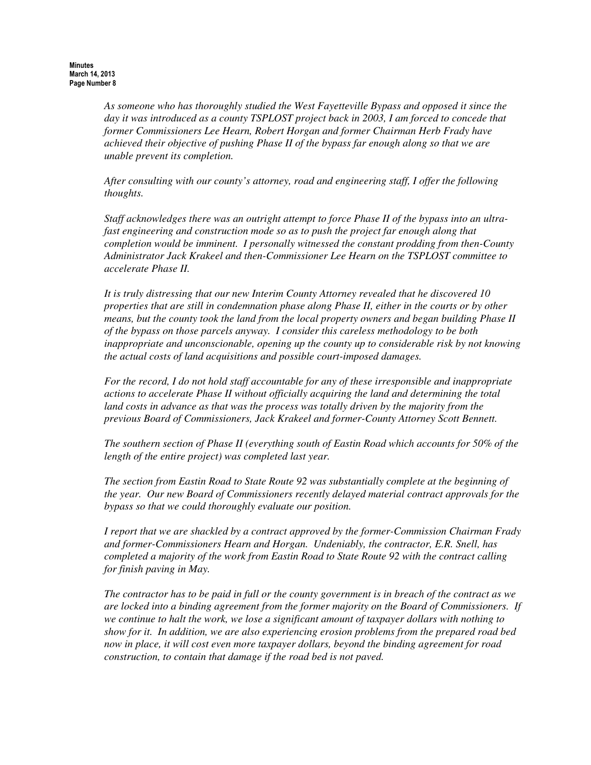*As someone who has thoroughly studied the West Fayetteville Bypass and opposed it since the day it was introduced as a county TSPLOST project back in 2003, I am forced to concede that former Commissioners Lee Hearn, Robert Horgan and former Chairman Herb Frady have achieved their objective of pushing Phase II of the bypass far enough along so that we are unable prevent its completion.*

*After consulting with our county's attorney, road and engineering staff, I offer the following thoughts.*

*Staff acknowledges there was an outright attempt to force Phase II of the bypass into an ultra-fast engineering and construction mode so as to push the project far enough along that completion would be imminent. I personally witnessed the constant prodding from then-County Administrator Jack Krakeel and then-Commissioner Lee Hearn on the TSPLOST committee to accelerate Phase II.*

*It is truly distressing that our new Interim County Attorney revealed that he discovered 10 properties that are still in condemnation phase along Phase II, either in the courts or by other means, but the county took the land from the local property owners and began building Phase II of the bypass on those parcels anyway. I consider this careless methodology to be both inappropriate and unconscionable, opening up the county up to considerable risk by not knowing the actual costs of land acquisitions and possible court-imposed damages.*

*For the record, I do not hold staff accountable for any of these irresponsible and inappropriate actions to accelerate Phase II without officially acquiring the land and determining the total land costs in advance as that was the process was totally driven by the majority from the previous Board of Commissioners, Jack Krakeel and former-County Attorney Scott Bennett.*

*The southern section of Phase II (everything south of Eastin Road which accounts for 50% of the length of the entire project) was completed last year.*

*The section from Eastin Road to State Route 92 was substantially complete at the beginning of the year. Our new Board of Commissioners recently delayed material contract approvals for the bypass so that we could thoroughly evaluate our position.*

*I report that we are shackled by a contract approved by the former-Commission Chairman Frady and former-Commissioners Hearn and Horgan. Undeniably, the contractor, E.R. Snell, has completed a majority of the work from Eastin Road to State Route 92 with the contract calling for finish paving in May.*

*The contractor has to be paid in full or the county government is in breach of the contract as we are locked into a binding agreement from the former majority on the Board of Commissioners. If we continue to halt the work, we lose a significant amount of taxpayer dollars with nothing to show for it. In addition, we are also experiencing erosion problems from the prepared road bed now in place, it will cost even more taxpayer dollars, beyond the binding agreement for road construction, to contain that damage if the road bed is not paved.*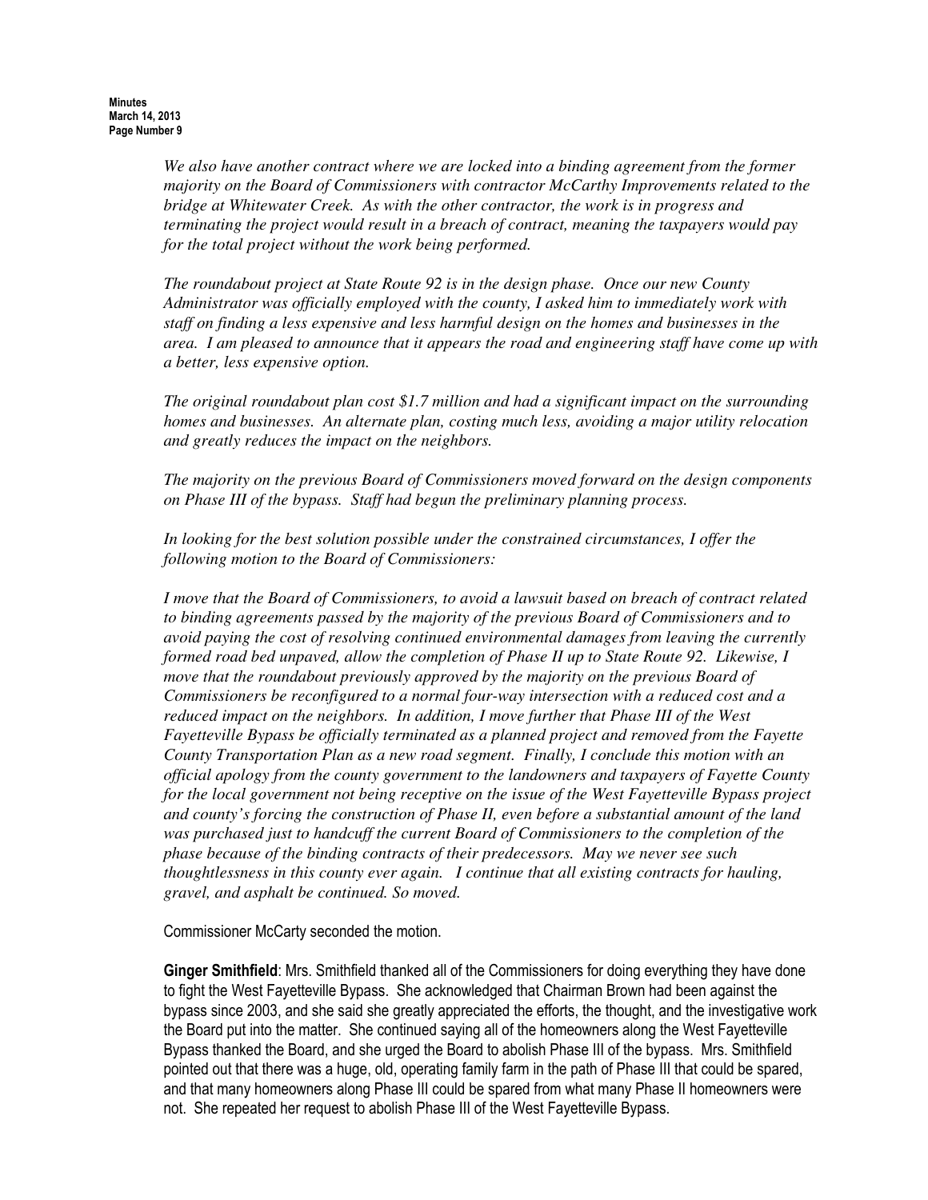*We also have another contract where we are locked into a binding agreement from the former majority on the Board of Commissioners with contractor McCarthy Improvements related to the bridge at Whitewater Creek. As with the other contractor, the work is in progress and terminating the project would result in a breach of contract, meaning the taxpayers would pay for the total project without the work being performed.*

*The roundabout project at State Route 92 is in the design phase. Once our new County Administrator was officially employed with the county, I asked him to immediately work with staff on finding a less expensive and less harmful design on the homes and businesses in the area. I am pleased to announce that it appears the road and engineering staff have come up with a better, less expensive option.*

*The original roundabout plan cost $1.7 million and had a significant impact on the surrounding homes and businesses. An alternate plan, costing much less, avoiding a major utility relocation and greatly reduces the impact on the neighbors.*

*The majority on the previous Board of Commissioners moved forward on the design components on Phase III of the bypass. Staff had begun the preliminary planning process.*

*In looking for the best solution possible under the constrained circumstances, I offer the following motion to the Board of Commissioners:*

*I move that the Board of Commissioners, to avoid a lawsuit based on breach of contract related to binding agreements passed by the majority of the previous Board of Commissioners and to avoid paying the cost of resolving continued environmental damages from leaving the currently formed road bed unpaved, allow the completion of Phase II up to State Route 92. Likewise, I move that the roundabout previously approved by the majority on the previous Board of Commissioners be reconfigured to a normal four-way intersection with a reduced cost and a reduced impact on the neighbors. In addition, I move further that Phase III of the West Fayetteville Bypass be officially terminated as a planned project and removed from the Fayette County Transportation Plan as a new road segment. Finally, I conclude this motion with an official apology from the county government to the landowners and taxpayers of Fayette County for the local government not being receptive on the issue of the West Fayetteville Bypass project and county's forcing the construction of Phase II, even before a substantial amount of the land was purchased just to handcuff the current Board of Commissioners to the completion of the phase because of the binding contracts of their predecessors. May we never see such thoughtlessness in this county ever again. I continue that all existing contracts for hauling, gravel, and asphalt be continued. So moved.*

Commissioner McCarty seconded the motion.

**Ginger Smithfield**: Mrs. Smithfield thanked all of the Commissioners for doing everything they have done to fight the West Fayetteville Bypass. She acknowledged that Chairman Brown had been against the bypass since 2003, and she said she greatly appreciated the efforts, the thought, and the investigative work the Board put into the matter. She continued saying all of the homeowners along the West Fayetteville Bypass thanked the Board, and she urged the Board to abolish Phase III of the bypass. Mrs. Smithfield pointed out that there was a huge, old, operating family farm in the path of Phase III that could be spared, and that many homeowners along Phase III could be spared from what many Phase II homeowners were not. She repeated her request to abolish Phase III of the West Fayetteville Bypass.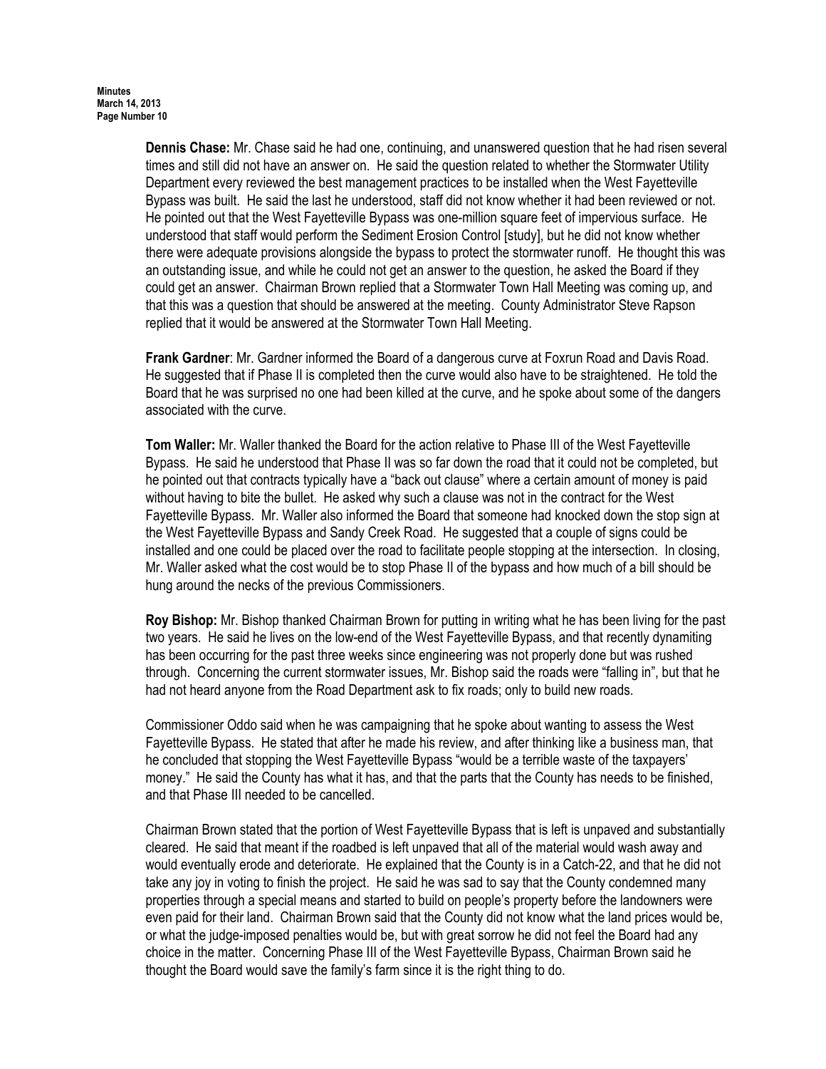**Dennis Chase:** Mr. Chase said he had one, continuing, and unanswered question that he had risen several times and still did not have an answer on. He said the question related to whether the Stormwater Utility Department every reviewed the best management practices to be installed when the West Fayetteville Bypass was built. He said the last he understood, staff did not know whether it had been reviewed or not. He pointed out that the West Fayetteville Bypass was one-million square feet of impervious surface. He understood that staff would perform the Sediment Erosion Control [study], but he did not know whether there were adequate provisions alongside the bypass to protect the stormwater runoff. He thought this was an outstanding issue, and while he could not get an answer to the question, he asked the Board if they could get an answer. Chairman Brown replied that a Stormwater Town Hall Meeting was coming up, and that this was a question that should be answered at the meeting. County Administrator Steve Rapson replied that it would be answered at the Stormwater Town Hall Meeting.

**Frank Gardner**: Mr. Gardner informed the Board of a dangerous curve at Foxrun Road and Davis Road. He suggested that if Phase II is completed then the curve would also have to be straightened. He told the Board that he was surprised no one had been killed at the curve, and he spoke about some of the dangers associated with the curve.

**Tom Waller:** Mr. Waller thanked the Board for the action relative to Phase III of the West Fayetteville Bypass. He said he understood that Phase II was so far down the road that it could not be completed, but he pointed out that contracts typically have a "back out clause" where a certain amount of money is paid without having to bite the bullet. He asked why such a clause was not in the contract for the West Fayetteville Bypass. Mr. Waller also informed the Board that someone had knocked down the stop sign at the West Fayetteville Bypass and Sandy Creek Road. He suggested that a couple of signs could be installed and one could be placed over the road to facilitate people stopping at the intersection. In closing, Mr. Waller asked what the cost would be to stop Phase II of the bypass and how much of a bill should be hung around the necks of the previous Commissioners.

**Roy Bishop:** Mr. Bishop thanked Chairman Brown for putting in writing what he has been living for the past two years. He said he lives on the low-end of the West Fayetteville Bypass, and that recently dynamiting has been occurring for the past three weeks since engineering was not properly done but was rushed through. Concerning the current stormwater issues, Mr. Bishop said the roads were "falling in", but that he had not heard anyone from the Road Department ask to fix roads; only to build new roads.

Commissioner Oddo said when he was campaigning that he spoke about wanting to assess the West Fayetteville Bypass. He stated that after he made his review, and after thinking like a business man, that he concluded that stopping the West Fayetteville Bypass "would be a terrible waste of the taxpayers' money." He said the County has what it has, and that the parts that the County has needs to be finished, and that Phase III needed to be cancelled.

Chairman Brown stated that the portion of West Fayetteville Bypass that is left is unpaved and substantially cleared. He said that meant if the roadbed is left unpaved that all of the material would wash away and would eventually erode and deteriorate. He explained that the County is in a Catch-22, and that he did not take any joy in voting to finish the project. He said he was sad to say that the County condemned many properties through a special means and started to build on people's property before the landowners were even paid for their land. Chairman Brown said that the County did not know what the land prices would be, or what the judge-imposed penalties would be, but with great sorrow he did not feel the Board had any choice in the matter. Concerning Phase III of the West Fayetteville Bypass, Chairman Brown said he thought the Board would save the family's farm since it is the right thing to do.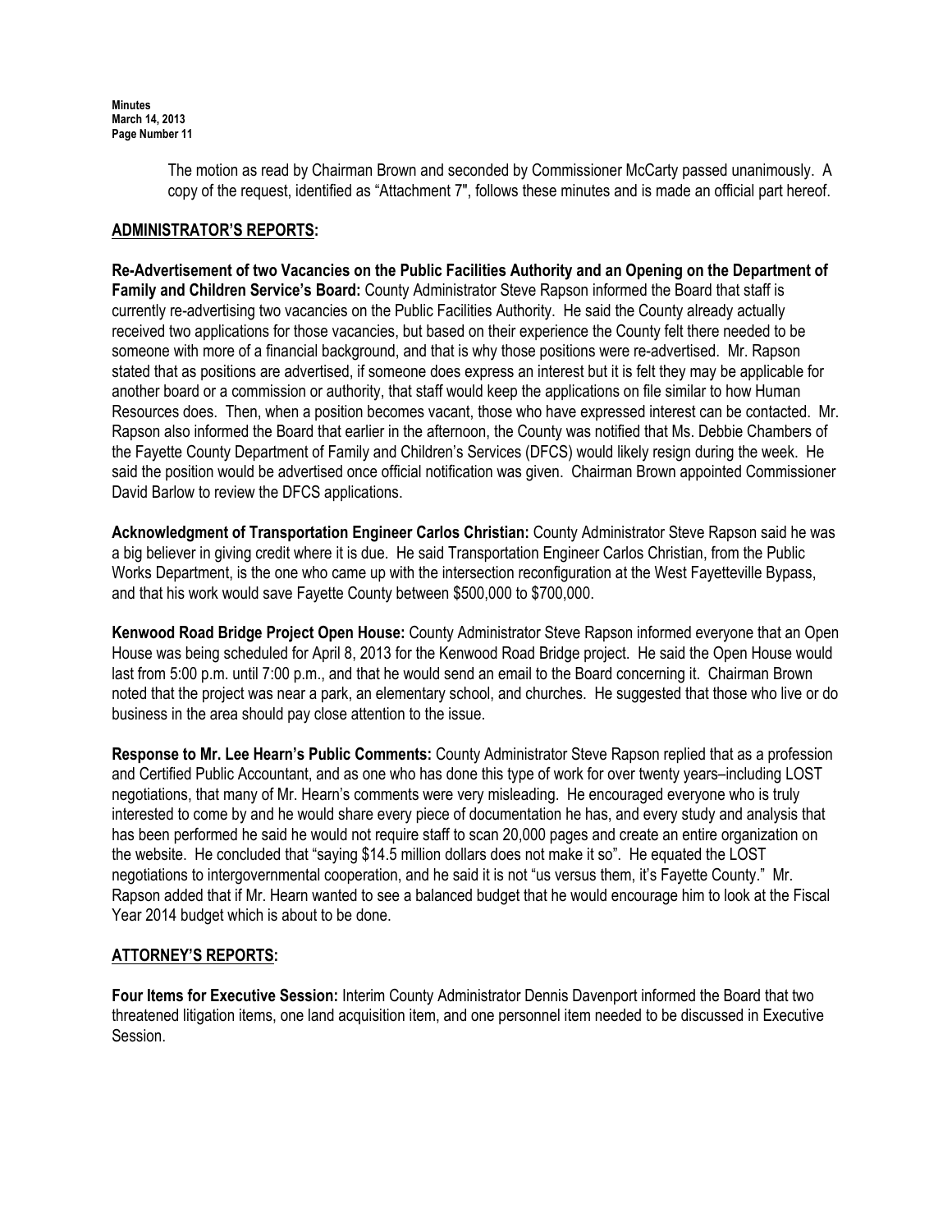The motion as read by Chairman Brown and seconded by Commissioner McCarty passed unanimously. A copy of the request, identified as "Attachment 7", follows these minutes and is made an official part hereof.

## ADMINISTRATOR'S REPORTS:

**Re-Advertisement of two Vacancies on the Public Facilities Authority and an Opening on the Department of Family and Children Service's Board:** County Administrator Steve Rapson informed the Board that staff is currently re-advertising two vacancies on the Public Facilities Authority. He said the County already actually received two applications for those vacancies, but based on their experience the County felt there needed to be someone with more of a financial background, and that is why those positions were re-advertised. Mr. Rapson stated that as positions are advertised, if someone does express an interest but it is felt they may be applicable for another board or a commission or authority, that staff would keep the applications on file similar to how Human Resources does. Then, when a position becomes vacant, those who have expressed interest can be contacted. Mr. Rapson also informed the Board that earlier in the afternoon, the County was notified that Ms. Debbie Chambers of the Fayette County Department of Family and Children's Services (DFCS) would likely resign during the week. He said the position would be advertised once official notification was given. Chairman Brown appointed Commissioner David Barlow to review the DFCS applications.

**Acknowledgment of Transportation Engineer Carlos Christian:** County Administrator Steve Rapson said he was a big believer in giving credit where it is due. He said Transportation Engineer Carlos Christian, from the Public Works Department, is the one who came up with the intersection reconfiguration at the West Fayetteville Bypass, and that his work would save Fayette County between $500,000 to $700,000.

**Kenwood Road Bridge Project Open House:** County Administrator Steve Rapson informed everyone that an Open House was being scheduled for April 8, 2013 for the Kenwood Road Bridge project. He said the Open House would last from 5:00 p.m. until 7:00 p.m., and that he would send an email to the Board concerning it. Chairman Brown noted that the project was near a park, an elementary school, and churches. He suggested that those who live or do business in the area should pay close attention to the issue.

**Response to Mr. Lee Hearn's Public Comments:** County Administrator Steve Rapson replied that as a profession and Certified Public Accountant, and as one who has done this type of work for over twenty years–including LOST negotiations, that many of Mr. Hearn's comments were very misleading. He encouraged everyone who is truly interested to come by and he would share every piece of documentation he has, and every study and analysis that has been performed he said he would not require staff to scan 20,000 pages and create an entire organization on the website. He concluded that "saying $14.5 million dollars does not make it so". He equated the LOST negotiations to intergovernmental cooperation, and he said it is not "us versus them, it's Fayette County." Mr. Rapson added that if Mr. Hearn wanted to see a balanced budget that he would encourage him to look at the Fiscal Year 2014 budget which is about to be done.

## ATTORNEY'S REPORTS:

**Four Items for Executive Session:** Interim County Administrator Dennis Davenport informed the Board that two threatened litigation items, one land acquisition item, and one personnel item needed to be discussed in Executive Session.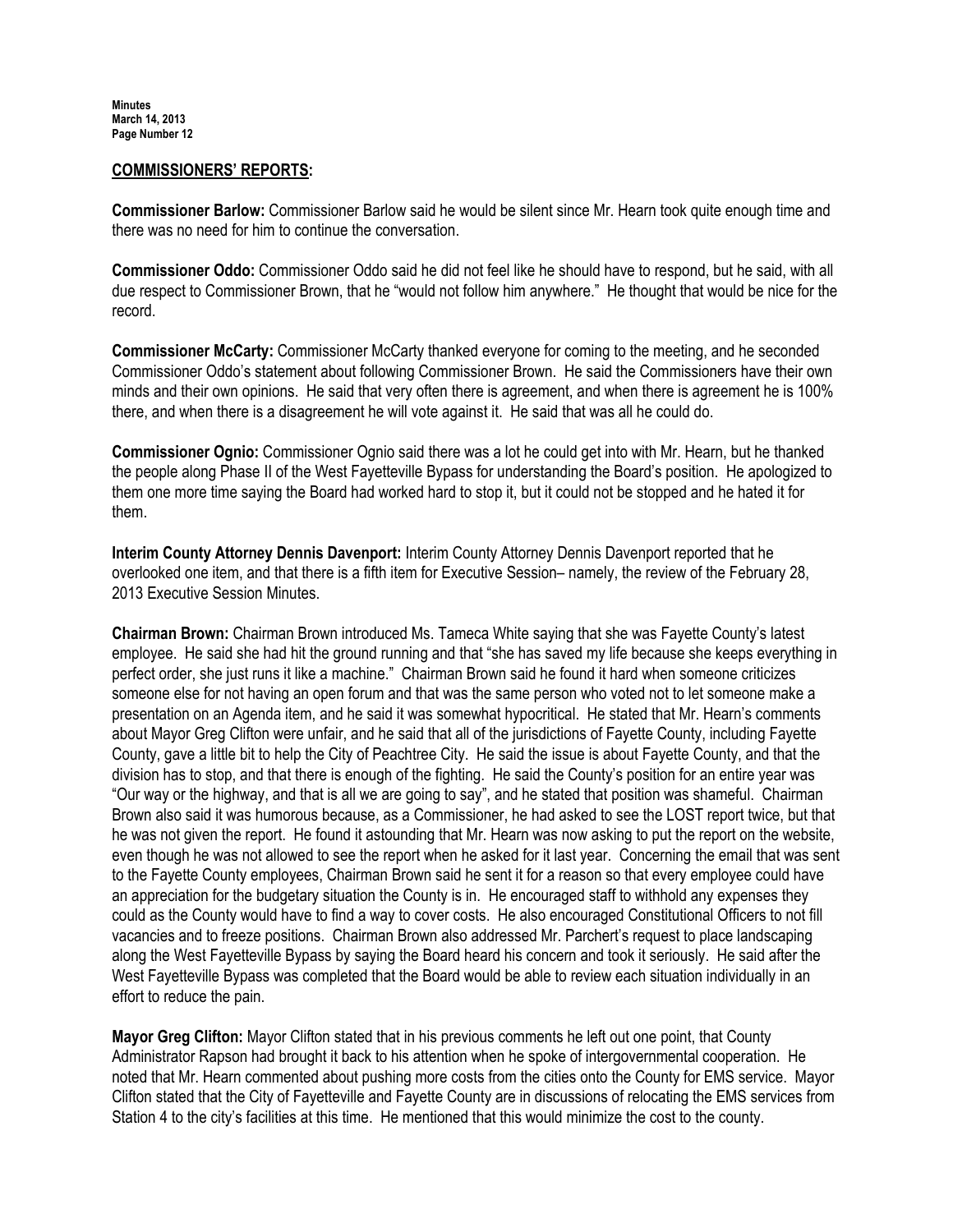**COMMISSIONERS' REPORTS:**

**Commissioner Barlow:** Commissioner Barlow said he would be silent since Mr. Hearn took quite enough time and there was no need for him to continue the conversation.

**Commissioner Oddo:** Commissioner Oddo said he did not feel like he should have to respond, but he said, with all due respect to Commissioner Brown, that he "would not follow him anywhere." He thought that would be nice for the record.

**Commissioner McCarty:** Commissioner McCarty thanked everyone for coming to the meeting, and he seconded Commissioner Oddo's statement about following Commissioner Brown. He said the Commissioners have their own minds and their own opinions. He said that very often there is agreement, and when there is agreement he is 100% there, and when there is a disagreement he will vote against it. He said that was all he could do.

**Commissioner Ognio:** Commissioner Ognio said there was a lot he could get into with Mr. Hearn, but he thanked the people along Phase II of the West Fayetteville Bypass for understanding the Board's position. He apologized to them one more time saying the Board had worked hard to stop it, but it could not be stopped and he hated it for them.

**Interim County Attorney Dennis Davenport:** Interim County Attorney Dennis Davenport reported that he overlooked one item, and that there is a fifth item for Executive Session– namely, the review of the February 28, 2013 Executive Session Minutes.

**Chairman Brown:** Chairman Brown introduced Ms. Tameca White saying that she was Fayette County's latest employee. He said she had hit the ground running and that "she has saved my life because she keeps everything in perfect order, she just runs it like a machine." Chairman Brown said he found it hard when someone criticizes someone else for not having an open forum and that was the same person who voted not to let someone make a presentation on an Agenda item, and he said it was somewhat hypocritical. He stated that Mr. Hearn's comments about Mayor Greg Clifton were unfair, and he said that all of the jurisdictions of Fayette County, including Fayette County, gave a little bit to help the City of Peachtree City. He said the issue is about Fayette County, and that the division has to stop, and that there is enough of the fighting. He said the County's position for an entire year was "Our way or the highway, and that is all we are going to say", and he stated that position was shameful. Chairman Brown also said it was humorous because, as a Commissioner, he had asked to see the LOST report twice, but that he was not given the report. He found it astounding that Mr. Hearn was now asking to put the report on the website, even though he was not allowed to see the report when he asked for it last year. Concerning the email that was sent to the Fayette County employees, Chairman Brown said he sent it for a reason so that every employee could have an appreciation for the budgetary situation the County is in. He encouraged staff to withhold any expenses they could as the County would have to find a way to cover costs. He also encouraged Constitutional Officers to not fill vacancies and to freeze positions. Chairman Brown also addressed Mr. Parchert's request to place landscaping along the West Fayetteville Bypass by saying the Board heard his concern and took it seriously. He said after the West Fayetteville Bypass was completed that the Board would be able to review each situation individually in an effort to reduce the pain.

**Mayor Greg Clifton:** Mayor Clifton stated that in his previous comments he left out one point, that County Administrator Rapson had brought it back to his attention when he spoke of intergovernmental cooperation. He noted that Mr. Hearn commented about pushing more costs from the cities onto the County for EMS service. Mayor Clifton stated that the City of Fayetteville and Fayette County are in discussions of relocating the EMS services from Station 4 to the city's facilities at this time. He mentioned that this would minimize the cost to the county.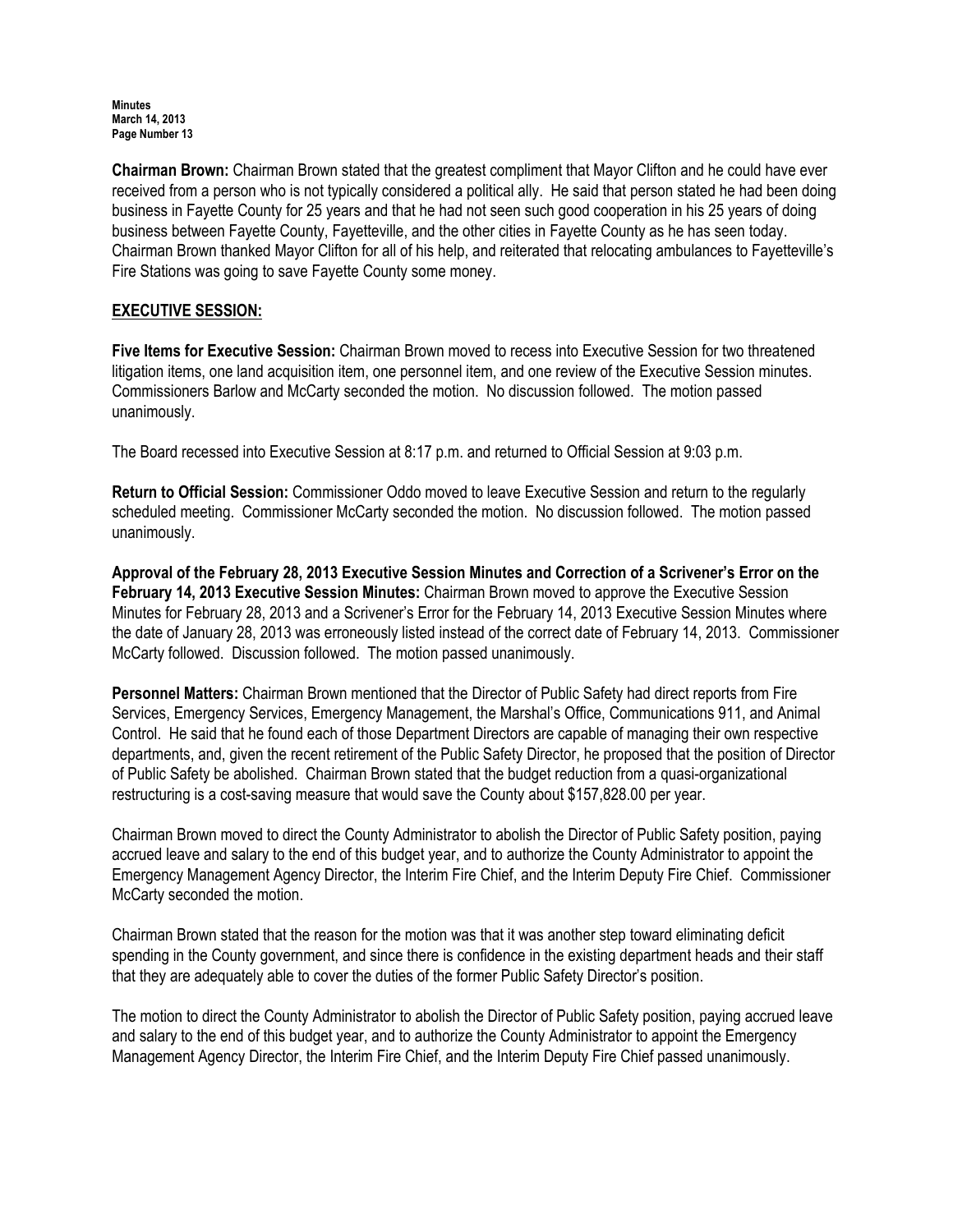**Chairman Brown:** Chairman Brown stated that the greatest compliment that Mayor Clifton and he could have ever received from a person who is not typically considered a political ally. He said that person stated he had been doing business in Fayette County for 25 years and that he had not seen such good cooperation in his 25 years of doing business between Fayette County, Fayetteville, and the other cities in Fayette County as he has seen today. Chairman Brown thanked Mayor Clifton for all of his help, and reiterated that relocating ambulances to Fayetteville's Fire Stations was going to save Fayette County some money.

## EXECUTIVE SESSION:

**Five Items for Executive Session:** Chairman Brown moved to recess into Executive Session for two threatened litigation items, one land acquisition item, one personnel item, and one review of the Executive Session minutes. Commissioners Barlow and McCarty seconded the motion. No discussion followed. The motion passed unanimously.

The Board recessed into Executive Session at 8:17 p.m. and returned to Official Session at 9:03 p.m.

**Return to Official Session:** Commissioner Oddo moved to leave Executive Session and return to the regularly scheduled meeting. Commissioner McCarty seconded the motion. No discussion followed. The motion passed unanimously.

**Approval of the February 28, 2013 Executive Session Minutes and Correction of a Scrivener's Error on the February 14, 2013 Executive Session Minutes:** Chairman Brown moved to approve the Executive Session Minutes for February 28, 2013 and a Scrivener's Error for the February 14, 2013 Executive Session Minutes where the date of January 28, 2013 was erroneously listed instead of the correct date of February 14, 2013. Commissioner McCarty followed. Discussion followed. The motion passed unanimously.

**Personnel Matters:** Chairman Brown mentioned that the Director of Public Safety had direct reports from Fire Services, Emergency Services, Emergency Management, the Marshal's Office, Communications 911, and Animal Control. He said that he found each of those Department Directors are capable of managing their own respective departments, and, given the recent retirement of the Public Safety Director, he proposed that the position of Director of Public Safety be abolished. Chairman Brown stated that the budget reduction from a quasi-organizational restructuring is a cost-saving measure that would save the County about $157,828.00 per year.

Chairman Brown moved to direct the County Administrator to abolish the Director of Public Safety position, paying accrued leave and salary to the end of this budget year, and to authorize the County Administrator to appoint the Emergency Management Agency Director, the Interim Fire Chief, and the Interim Deputy Fire Chief. Commissioner McCarty seconded the motion.

Chairman Brown stated that the reason for the motion was that it was another step toward eliminating deficit spending in the County government, and since there is confidence in the existing department heads and their staff that they are adequately able to cover the duties of the former Public Safety Director's position.

The motion to direct the County Administrator to abolish the Director of Public Safety position, paying accrued leave and salary to the end of this budget year, and to authorize the County Administrator to appoint the Emergency Management Agency Director, the Interim Fire Chief, and the Interim Deputy Fire Chief passed unanimously.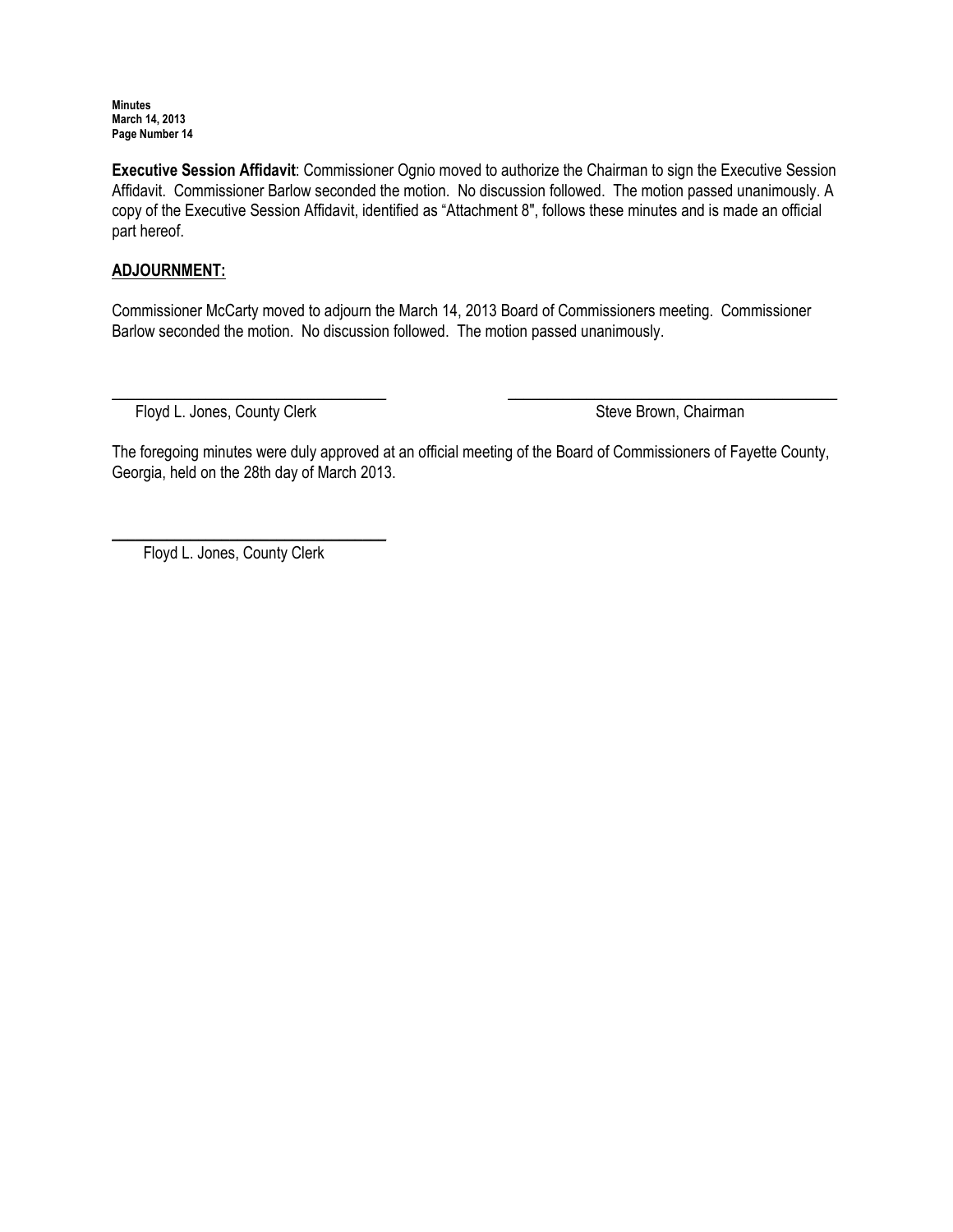**Executive Session Affidavit**: Commissioner Ognio moved to authorize the Chairman to sign the Executive Session Affidavit. Commissioner Barlow seconded the motion. No discussion followed. The motion passed unanimously. A copy of the Executive Session Affidavit, identified as "Attachment 8", follows these minutes and is made an official part hereof.

**ADJOURNMENT:**

Commissioner McCarty moved to adjourn the March 14, 2013 Board of Commissioners meeting. Commissioner Barlow seconded the motion. No discussion followed. The motion passed unanimously.

\_\_\_\_\_\_\_\_\_\_\_\_\_\_\_\_\_\_\_\_\_\_\_\_\_\_\_\_\_\_\_\_\_\_\_
Floyd L. Jones, County Clerk

\_\_\_\_\_\_\_\_\_\_\_\_\_\_\_\_\_\_\_\_\_\_\_\_\_\_\_\_\_\_\_\_\_\_\_
Steve Brown, Chairman

The foregoing minutes were duly approved at an official meeting of the Board of Commissioners of Fayette County, Georgia, held on the 28th day of March 2013.

\_\_\_\_\_\_\_\_\_\_\_\_\_\_\_\_\_\_\_\_\_\_\_\_\_\_\_\_\_\_\_\_\_\_\_
Floyd L. Jones, County Clerk